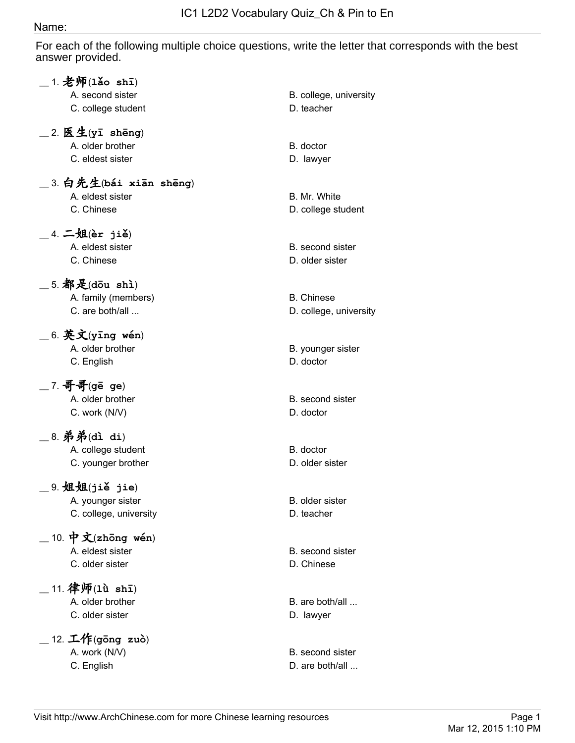# IC1 L2D2 Vocabulary Quiz_Ch & Pin to En

Name:

For each of the following multiple choice questions, write the letter that corresponds with the best answer provided.

__ 1. **老师**(**lǎo shī**)
- A. second sister
- B. college, university
- C. college student
- D. teacher

__ 2. **医生**(**yī shēng**)
- A. older brother
- B. doctor
- C. eldest sister
- D. lawyer

__ 3. **白先生**(**bái xiān shēng**)
- A. eldest sister
- B. Mr. White
- C. Chinese
- D. college student

__ 4. **二姐**(**èr jiě**)
- A. eldest sister
- B. second sister
- C. Chinese
- D. older sister

__ 5. **都是**(**dōu shì**)
- A. family (members)
- B. Chinese
- C. are both/all ...
- D. college, university

__ 6. **英文**(**yīng wén**)
- A. older brother
- B. younger sister
- C. English
- D. doctor

__ 7. **哥哥**(**gē ge**)
- A. older brother
- B. second sister
- C. work (N/V)
- D. doctor

__ 8. **弟弟**(**dì di**)
- A. college student
- B. doctor
- C. younger brother
- D. older sister

__ 9. **姐姐**(**jiě jie**)
- A. younger sister
- B. older sister
- C. college, university
- D. teacher

__ 10. **中文**(**zhōng wén**)
- A. eldest sister
- B. second sister
- C. older sister
- D. Chinese

__ 11. **律师**(**lǜ shī**)
- A. older brother
- B. are both/all ...
- C. older sister
- D. lawyer

__ 12. **工作**(**gōng zuò**)
- A. work (N/V)
- B. second sister
- C. English
- D. are both/all ...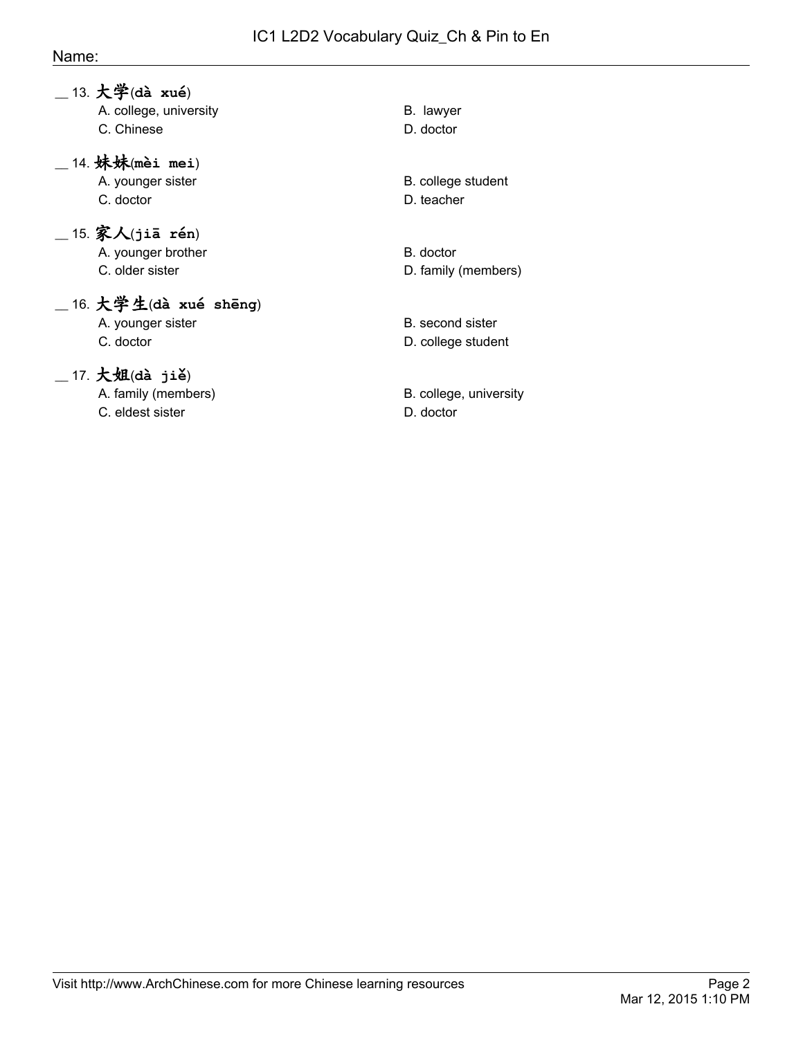Name:

__ 13. **大学**(**dà xué**)

A. college, university
B. lawyer
C. Chinese
D. doctor

__ 14. **妹妹**(**mèi mei**)

A. younger sister
B. college student
C. doctor
D. teacher

__ 15. **家人**(**jiā rén**)

A. younger brother
B. doctor
C. older sister
D. family (members)

__ 16. **大学生**(**dà xué shēng**)

A. younger sister
B. second sister
C. doctor
D. college student

__ 17. **大姐**(**dà jiě**)

A. family (members)
B. college, university
C. eldest sister
D. doctor